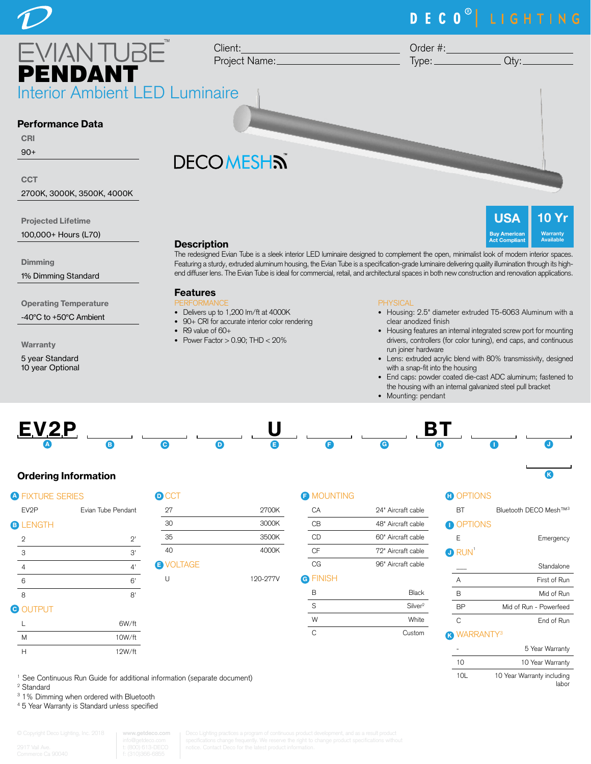# EVIAN TUBE™ PENDANT

## Interior Ambient LED Luminaire

Client: ______________________
Project Name: ______________________

Order #: ______________________
Type: ____________ Qty: ____________

DECO MESH™

**USA** Buy American Act Compliant

**10 Yr** Warranty Available

### Performance Data

**CRI**
90+

**CCT**
2700K, 3000K, 3500K, 4000K

**Projected Lifetime**
100,000+ Hours (L70)

**Dimming**
1% Dimming Standard

**Operating Temperature**
-40°C to +50°C Ambient

**Warranty**
5 year Standard
10 year Optional

### Description

The redesigned Evian Tube is a sleek interior LED luminaire designed to complement the open, minimalist look of modern interior spaces. Featuring a sturdy, extruded aluminum housing, the Evian Tube is a specification-grade luminaire delivering quality illumination through its high-end diffuser lens. The Evian Tube is ideal for commercial, retail, and architectural spaces in both new construction and renovation applications.

### Features

PERFORMANCE

- Delivers up to 1,200 lm/ft at 4000K
- 90+ CRI for accurate interior color rendering
- R9 value of 60+
- Power Factor > 0.90; THD < 20%

PHYSICAL

- Housing: 2.5" diameter extruded T5-6063 Aluminum with a clear anodized finish
- Housing features an internal integrated screw port for mounting drivers, controllers (for color tuning), end caps, and continuous run joiner hardware
- Lens: extruded acrylic blend with 80% transmissivity, designed with a snap-fit into the housing
- End caps: powder coated die-cast ADC aluminum; fastened to the housing with an internal galvanized steel pull bracket
- Mounting: pendant

**EV2P** (A) ____ (B) ____ (C) ____ (D) **U** (E) ____ (F) ____ (G) **BT** (H) ____ (I) ____ (J) ____ (K)

### Ordering Information

**A FIXTURE SERIES**

| | |
|---|---|
| EV2P | Evian Tube Pendant |

**B LENGTH**

| | |
|---|---|
| 2 | 2' |
| 3 | 3' |
| 4 | 4' |
| 6 | 6' |
| 8 | 8' |

**C OUTPUT**

| | |
|---|---|
| L | 6W/ft |
| M | 10W/ft |
| H | 12W/ft |

**D CCT**

| | |
|---|---|
| 27 | 2700K |
| 30 | 3000K |
| 35 | 3500K |
| 40 | 4000K |

**E VOLTAGE**

| | |
|---|---|
| U | 120-277V |

**F MOUNTING**

| | |
|---|---|
| CA | 24" Aircraft cable |
| CB | 48" Aircraft cable |
| CD | 60" Aircraft cable |
| CF | 72" Aircraft cable |
| CG | 96" Aircraft cable |

**G FINISH**

| | |
|---|---|
| B | Black |
| S | Silver[2] |
| W | White |
| C | Custom |

**H OPTIONS**

| | |
|---|---|
| BT | Bluetooth DECO Mesh™[3] |

**I OPTIONS**

| | |
|---|---|
| E | Emergency |

**J RUN[1]**

| | |
|---|---|
| ___ | Standalone |
| A | First of Run |
| B | Mid of Run |
| BP | Mid of Run - Powerfeed |
| C | End of Run |

**K WARRANTY[3]**

| | |
|---|---|
| - | 5 Year Warranty |
| 10 | 10 Year Warranty |
| 10L | 10 Year Warranty including labor |

[1] See Continuous Run Guide for additional information (separate document)
[2] Standard
[3] 1% Dimming when ordered with Bluetooth
[4] 5 Year Warranty is Standard unless specified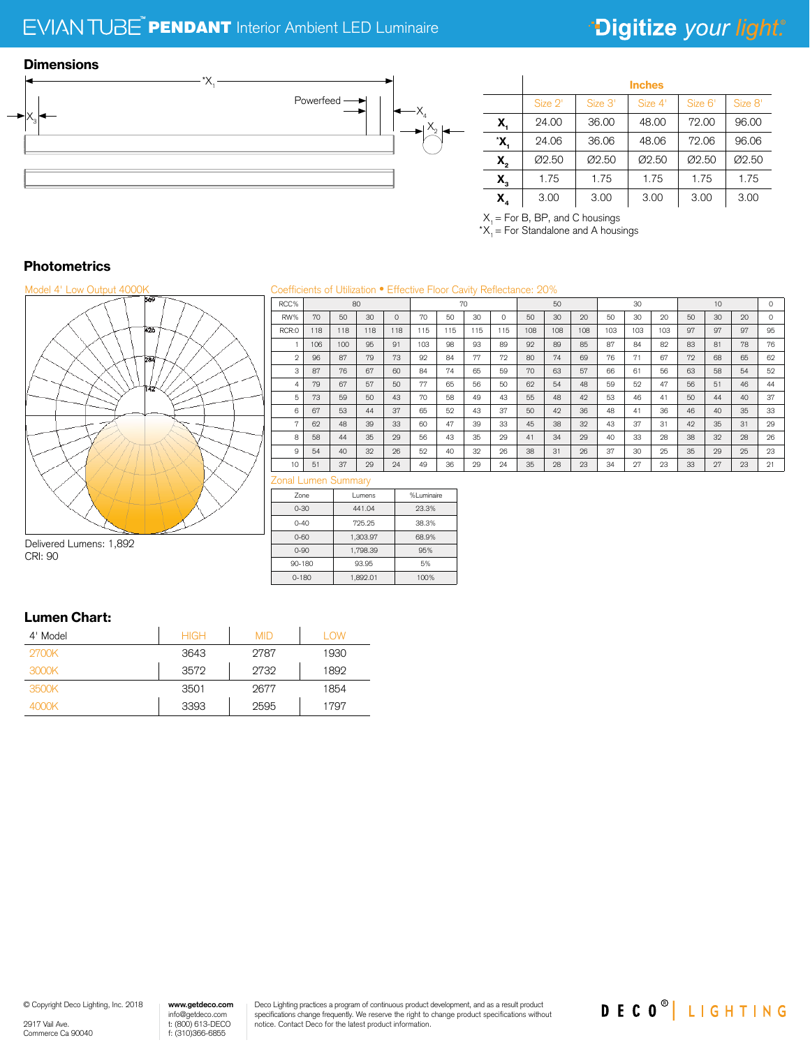# EVIAN TUBE™ PENDANT Interior Ambient LED Luminaire

Digitize your light.

## Dimensions

*X1

Powerfeed

X3

X4

X2

| | Inches | | | | |
|---|---|---|---|---|---|
| | Size 2' | Size 3' | Size 4' | Size 6' | Size 8' |
| $X_1$ | 24.00 | 36.00 | 48.00 | 72.00 | 96.00 |
| $^*X_1$ | 24.06 | 36.06 | 48.06 | 72.06 | 96.06 |
| $X_2$ | Ø2.50 | Ø2.50 | Ø2.50 | Ø2.50 | Ø2.50 |
| $X_3$ | 1.75 | 1.75 | 1.75 | 1.75 | 1.75 |
| $X_4$ | 3.00 | 3.00 | 3.00 | 3.00 | 3.00 |

$X_1$ = For B, BP, and C housings
$^*X_1$ = For Standalone and A housings

## Photometrics

Model 4' Low Output 4000K

569
426
284
142

Delivered Lumens: 1,892
CRI: 90

Coefficients of Utilization • Effective Floor Cavity Reflectance: 20%

| RCC% | 80 | | | | 70 | | | | 50 | | | 30 | | | 10 | | | 0 |
|---|---|---|---|---|---|---|---|---|---|---|---|---|---|---|---|---|---|---|
| RW% | 70 | 50 | 30 | 0 | 70 | 50 | 30 | 0 | 50 | 30 | 20 | 50 | 30 | 20 | 50 | 30 | 20 | 0 |
| RCR:0 | 118 | 118 | 118 | 118 | 115 | 115 | 115 | 115 | 108 | 108 | 108 | 103 | 103 | 103 | 97 | 97 | 97 | 95 |
| 1 | 106 | 100 | 95 | 91 | 103 | 98 | 93 | 89 | 92 | 89 | 85 | 87 | 84 | 82 | 83 | 81 | 78 | 76 |
| 2 | 96 | 87 | 79 | 73 | 92 | 84 | 77 | 72 | 80 | 74 | 69 | 76 | 71 | 67 | 72 | 68 | 65 | 62 |
| 3 | 87 | 76 | 67 | 60 | 84 | 74 | 65 | 59 | 70 | 63 | 57 | 66 | 61 | 56 | 63 | 58 | 54 | 52 |
| 4 | 79 | 67 | 57 | 50 | 77 | 65 | 56 | 50 | 62 | 54 | 48 | 59 | 52 | 47 | 56 | 51 | 46 | 44 |
| 5 | 73 | 59 | 50 | 43 | 70 | 58 | 49 | 43 | 55 | 48 | 42 | 53 | 46 | 41 | 50 | 44 | 40 | 37 |
| 6 | 67 | 53 | 44 | 37 | 65 | 52 | 43 | 37 | 50 | 42 | 36 | 48 | 41 | 36 | 46 | 40 | 35 | 33 |
| 7 | 62 | 48 | 39 | 33 | 60 | 47 | 39 | 33 | 45 | 38 | 32 | 43 | 37 | 31 | 42 | 35 | 31 | 29 |
| 8 | 58 | 44 | 35 | 29 | 56 | 43 | 35 | 29 | 41 | 34 | 29 | 40 | 33 | 28 | 38 | 32 | 28 | 26 |
| 9 | 54 | 40 | 32 | 26 | 52 | 40 | 32 | 26 | 38 | 31 | 26 | 37 | 30 | 25 | 35 | 29 | 25 | 23 |
| 10 | 51 | 37 | 29 | 24 | 49 | 36 | 29 | 24 | 35 | 28 | 23 | 34 | 27 | 23 | 33 | 27 | 23 | 21 |

Zonal Lumen Summary

| Zone | Lumens | %Luminaire |
|---|---|---|
| 0-30 | 441.04 | 23.3% |
| 0-40 | 725.25 | 38.3% |
| 0-60 | 1,303.97 | 68.9% |
| 0-90 | 1,798.39 | 95% |
| 90-180 | 93.95 | 5% |
| 0-180 | 1,892.01 | 100% |

## Lumen Chart:

| 4' Model | HIGH | MID | LOW |
|---|---|---|---|
| 2700K | 3643 | 2787 | 1930 |
| 3000K | 3572 | 2732 | 1892 |
| 3500K | 3501 | 2677 | 1854 |
| 4000K | 3393 | 2595 | 1797 |

© Copyright Deco Lighting, Inc. 2018

2917 Vail Ave.
Commerce Ca 90040

**www.getdeco.com**
info@getdeco.com
t: (800) 613-DECO
f: (310)366-6855

Deco Lighting practices a program of continuous product development, and as a result product specifications change frequently. We reserve the right to change product specifications without notice. Contact Deco for the latest product information.

DECO® | LIGHTING